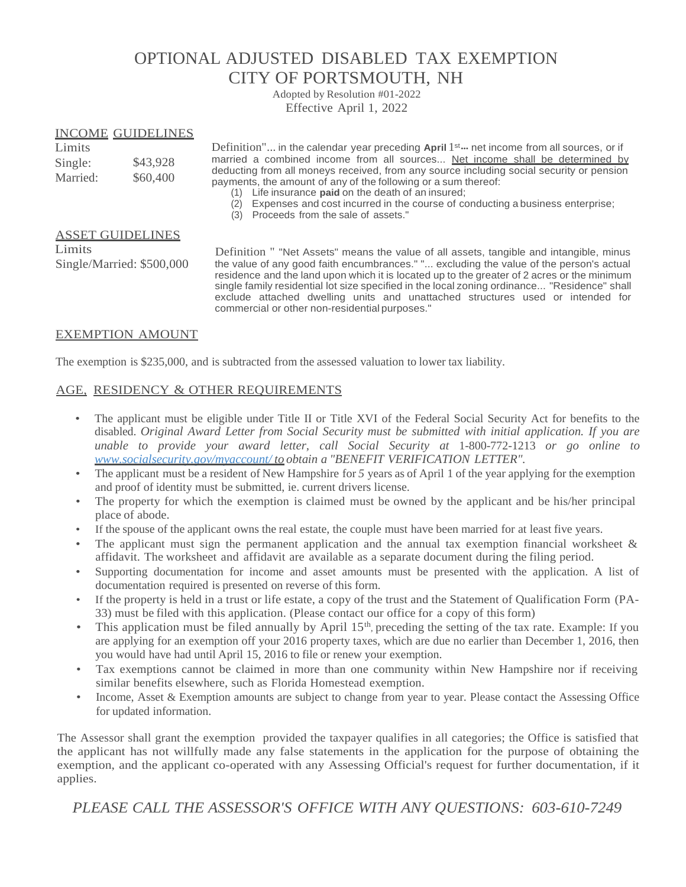# OPTIONAL ADJUSTED DISABLED TAX EXEMPTION
# CITY OF PORTSMOUTH, NH

Adopted by Resolution #01-2022

Effective April 1, 2022

## INCOME GUIDELINES

Limits

| | |
|---|---|
| Single: | $43,928 |
| Married: | $60,400 |

Definition"... in the calendar year preceding **April** 1st... net income from all sources, or if married a combined income from all sources... Net income shall be determined by deducting from all moneys received, from any source including social security or pension payments, the amount of any of the following or a sum thereof:

1. Life insurance **paid** on the death of an insured;
2. Expenses and cost incurred in the course of conducting a business enterprise;
3. Proceeds from the sale of assets."

## ASSET GUIDELINES

Limits

Single/Married: $500,000

Definition " "Net Assets" means the value of all assets, tangible and intangible, minus the value of any good faith encumbrances." "... excluding the value of the person's actual residence and the land upon which it is located up to the greater of 2 acres or the minimum single family residential lot size specified in the local zoning ordinance... "Residence" shall exclude attached dwelling units and unattached structures used or intended for commercial or other non-residential purposes."

## EXEMPTION AMOUNT

The exemption is $235,000, and is subtracted from the assessed valuation to lower tax liability.

## AGE, RESIDENCY & OTHER REQUIREMENTS

- The applicant must be eligible under Title II or Title XVI of the Federal Social Security Act for benefits to the disabled. *Original Award Letter from Social Security must be submitted with initial application. If you are unable to provide your award letter, call Social Security at* 1-800-772-1213 *or go online to [www.socialsecurity.gov/myaccount/](www.socialsecurity.gov/myaccount/) to obtain a "BENEFIT VERIFICATION LETTER".*
- The applicant must be a resident of New Hampshire for *5* years as of April 1 of the year applying for the exemption and proof of identity must be submitted, ie. current drivers license.
- The property for which the exemption is claimed must be owned by the applicant and be his/her principal place of abode.
- If the spouse of the applicant owns the real estate, the couple must have been married for at least five years.
- The applicant must sign the permanent application and the annual tax exemption financial worksheet & affidavit. The worksheet and affidavit are available as a separate document during the filing period.
- Supporting documentation for income and asset amounts must be presented with the application. A list of documentation required is presented on reverse of this form.
- If the property is held in a trust or life estate, a copy of the trust and the Statement of Qualification Form (PA-33) must be filed with this application. (Please contact our office for a copy of this form)
- This application must be filed annually by April 15th, preceding the setting of the tax rate. Example: If you are applying for an exemption off your 2016 property taxes, which are due no earlier than December 1, 2016, then you would have had until April 15, 2016 to file or renew your exemption.
- Tax exemptions cannot be claimed in more than one community within New Hampshire nor if receiving similar benefits elsewhere, such as Florida Homestead exemption.
- Income, Asset & Exemption amounts are subject to change from year to year. Please contact the Assessing Office for updated information.

The Assessor shall grant the exemption provided the taxpayer qualifies in all categories; the Office is satisfied that the applicant has not willfully made any false statements in the application for the purpose of obtaining the exemption, and the applicant co-operated with any Assessing Official's request for further documentation, if it applies.

*PLEASE CALL THE ASSESSOR'S OFFICE WITH ANY QUESTIONS: 603-610-7249*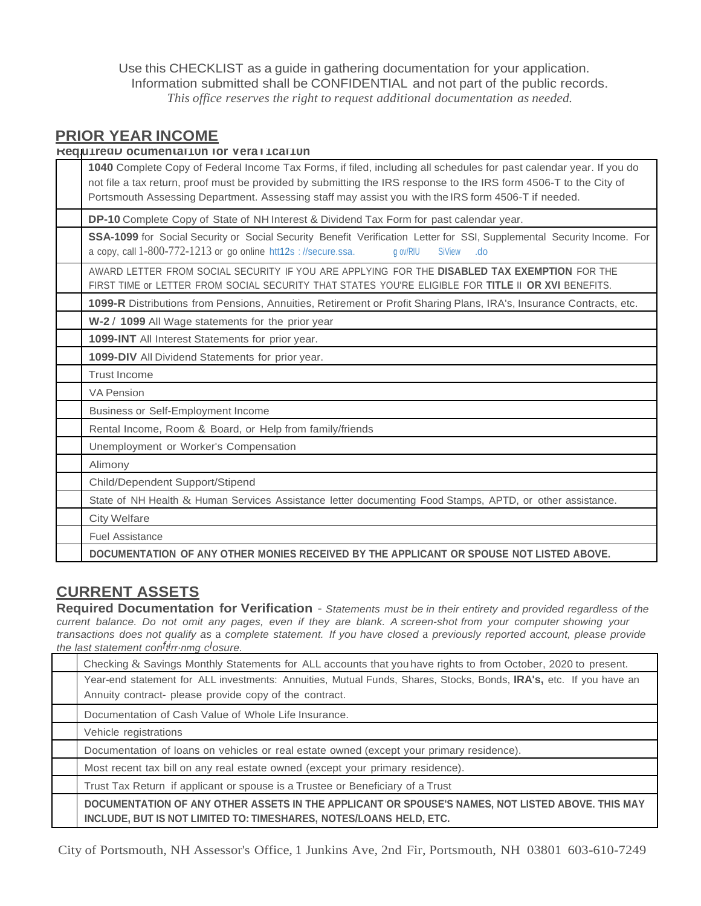Use this CHECKLIST as a guide in gathering documentation for your application.
Information submitted shall be CONFIDENTIAL and not part of the public records.
*This office reserves the right to request additional documentation as needed.*

## PRIOR YEAR INCOME

**RequiredD ocumentation for Verification**

| | |
|---|---|
| | **1040** Complete Copy of Federal Income Tax Forms, if filed, including all schedules for past calendar year. If you do not file a tax return, proof must be provided by submitting the IRS response to the IRS form 4506-T to the City of Portsmouth Assessing Department. Assessing staff may assist you with the IRS form 4506-T if needed. |
| | **DP-10** Complete Copy of State of NH Interest & Dividend Tax Form for past calendar year. |
| | **SSA-1099** for Social Security or Social Security Benefit Verification Letter for SSI, Supplemental Security Income. For a copy, call 1-800-772-1213 or go online htt12s : //secure.ssa. g ov/RIU SiView .do |
| | AWARD LETTER FROM SOCIAL SECURITY IF YOU ARE APPLYING FOR THE **DISABLED TAX EXEMPTION** FOR THE FIRST TIME or LETTER FROM SOCIAL SECURITY THAT STATES YOU'RE ELIGIBLE FOR **TITLE** II **OR XVI** BENEFITS. |
| | **1099-R** Distributions from Pensions, Annuities, Retirement or Profit Sharing Plans, IRA's, Insurance Contracts, etc. |
| | **W-2** / **1099** All Wage statements for the prior year |
| | **1099-INT** All Interest Statements for prior year. |
| | **1099-DIV** All Dividend Statements for prior year. |
| | Trust Income |
| | VA Pension |
| | Business or Self-Employment Income |
| | Rental Income, Room & Board, or Help from family/friends |
| | Unemployment or Worker's Compensation |
| | Alimony |
| | Child/Dependent Support/Stipend |
| | State of NH Health & Human Services Assistance letter documenting Food Stamps, APTD, or other assistance. |
| | City Welfare |
| | Fuel Assistance |
| | **DOCUMENTATION OF ANY OTHER MONIES RECEIVED BY THE APPLICANT OR SPOUSE NOT LISTED ABOVE.** |

## CURRENT ASSETS

**Required Documentation for Verification** - *Statements must be in their entirety and provided regardless of the current balance. Do not omit any pages, even if they are blank. A screen-shot from your computer showing your transactions does not qualify as* a *complete statement. If you have closed* a *previously reported account, please provide the last statement confirming closure.*

| | |
|---|---|
| | Checking & Savings Monthly Statements for ALL accounts that you have rights to from October, 2020 to present. |
| | Year-end statement for ALL investments: Annuities, Mutual Funds, Shares, Stocks, Bonds, **IRA's,** etc. If you have an Annuity contract- please provide copy of the contract. |
| | Documentation of Cash Value of Whole Life Insurance. |
| | Vehicle registrations |
| | Documentation of loans on vehicles or real estate owned (except your primary residence). |
| | Most recent tax bill on any real estate owned (except your primary residence). |
| | Trust Tax Return if applicant or spouse is a Trustee or Beneficiary of a Trust |
| | **DOCUMENTATION OF ANY OTHER ASSETS IN THE APPLICANT OR SPOUSE'S NAMES, NOT LISTED ABOVE. THIS MAY INCLUDE, BUT IS NOT LIMITED TO: TIMESHARES, NOTES/LOANS HELD, ETC.** |

City of Portsmouth, NH Assessor's Office, 1 Junkins Ave, 2nd Flr, Portsmouth, NH 03801 603-610-7249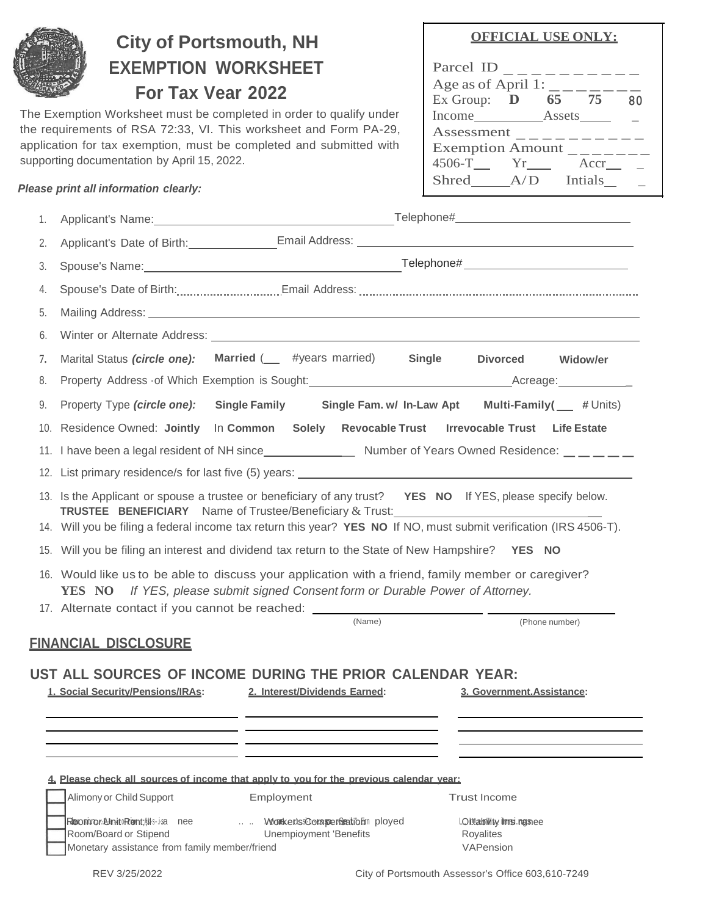# City of Portsmouth, NH
## EXEMPTION WORKSHEET
## For Tax Year 2022

The Exemption Worksheet must be completed in order to qualify under the requirements of RSA 72:33, VI. This worksheet and Form PA-29, application for tax exemption, must be completed and submitted with supporting documentation by April 15, 2022.

**OFFICIAL USE ONLY:**

Parcel ID _ _ _ _ _ _ _ _ _ _ _
Age as of April 1: _ _ _ _ _ _ _
Ex Group: **D** **65** **75** **80**
Income__________Assets____ _
Assessment _ _ _ _ _ _ _ _ _ _
Exemption Amount _ _ _ _ _ _ _
4506-T__ Yr___ Accr__ _
Shred_____A/D Intials__ _

***Please print all information clearly:***

1. Applicant's Name:_________________________ Telephone#_________________________
2. Applicant's Date of Birth:_____________ Email Address: _________________________
3. Spouse's Name:_________________________ Telephone#_________________________
4. Spouse's Date of Birth:_____________ Email Address: _________________________
5. Mailing Address: _________________________
6. Winter or Alternate Address: _________________________
7. Marital Status ***(circle one):*** **Married** (___ #years married) **Single** **Divorced** **Widow/er**
8. Property Address of Which Exemption is Sought:_________________________ Acreage:___________
9. Property Type ***(circle one):*** **Single Family** **Single Fam. w/ In-Law Apt** **Multi-Family(___ #** Units)
10. Residence Owned: **Jointly** In **Common** **Solely** **Revocable Trust** **Irrevocable Trust** **Life Estate**
11. I have been a legal resident of NH since_____________ Number of Years Owned Residence: _ _ _ _ _
12. List primary residence/s for last five (5) years: _________________________
13. Is the Applicant or spouse a trustee or beneficiary of any trust? **YES NO** If YES, please specify below.
    **TRUSTEE BENEFICIARY** Name of Trustee/Beneficiary & Trust:_________________________
14. Will you be filing a federal income tax return this year? **YES NO** If NO, must submit verification (IRS 4506-T).
15. Will you be filing an interest and dividend tax return to the State of New Hampshire? **YES NO**
16. Would like us to be able to discuss your application with a friend, family member or caregiver?
    **YES NO** *If YES, please submit signed Consent form or Durable Power of Attorney.*
17. Alternate contact if you cannot be reached: _________________________ _________________________
    (Name) (Phone number)

## FINANCIAL DISCLOSURE

## UST ALL SOURCES OF INCOME DURING THE PRIOR CALENDAR YEAR:

| 1. Social Security/Pensions/IRAs: | 2. Interest/Dividends Earned: | 3. Government.Assistance: |
|---|---|---|
| | | |
| | | |
| | | |
| | | |

**4. Please check all sources of income that apply to you for the previous calendar year:**

| | | |
|---|---|---|
| ☐ Alimony or Child Support | Employment | Trust Income |
| ☐ Room or Unit Rental | Workers Compensation / Self Employed | Disability Insurance |
| ☐ Room/Board or Stipend | Unemployment 'Benefits | Royalites |
| ☐ Monetary assistance from family member/friend | | VAPension |

REV 3/25/2022

City of Portsmouth Assessor's Office 603,610-7249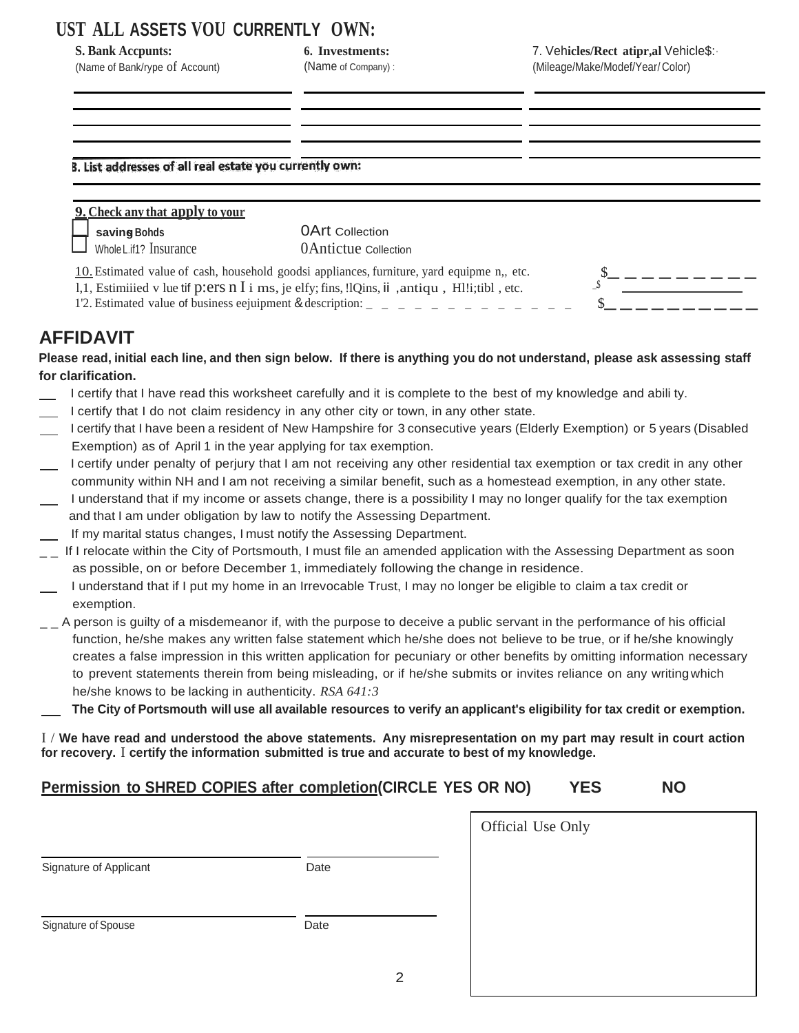# UST ALL ASSETS VOU CURRENTLY OWN:

| S. Bank Accpunts: (Name of Bank/rype of Account) | 6. Investments: (Name of Company) : | 7. Vehicles/Rect atipr,al Vehicle$: (Mileage/Make/Modef/Year/ Color) |
|---|---|---|
| | | |
| | | |
| | | |
| | | |

**3. List addresses of all real estate you currently own:**

**9. Check any that apply to your**

- ☐ saving Bohds
- ☐ Whole L.if1? Insurance
- 0Art Collection
- 0Antictue Collection

10. Estimated value of cash, household goodsi appliances, furniture, yard equipme n,, etc. $__________

l,1, Estimiiied v lue tif p:ers n I i ms, je elfy; fins, !lQins, ii ,antiqu , Hl!i;tibl , etc. _$ __________

1'2. Estimated value of business eejuipment & description: ______________ $__________

## AFFIDAVIT

**Please read, initial each line, and then sign below. If there is anything you do not understand, please ask assessing staff for clarification.**

___ I certify that I have read this worksheet carefully and it is complete to the best of my knowledge and abili ty.

___ I certify that I do not claim residency in any other city or town, in any other state.

___ I certify that I have been a resident of New Hampshire for 3 consecutive years (Elderly Exemption) or 5 years (Disabled Exemption) as of April 1 in the year applying for tax exemption.

___ I certify under penalty of perjury that I am not receiving any other residential tax exemption or tax credit in any other community within NH and I am not receiving a similar benefit, such as a homestead exemption, in any other state.

___ I understand that if my income or assets change, there is a possibility I may no longer qualify for the tax exemption and that I am under obligation by law to notify the Assessing Department.

___ If my marital status changes, I must notify the Assessing Department.

___ If I relocate within the City of Portsmouth, I must file an amended application with the Assessing Department as soon as possible, on or before December 1, immediately following the change in residence.

___ I understand that if I put my home in an Irrevocable Trust, I may no longer be eligible to claim a tax credit or exemption.

___ A person is guilty of a misdemeanor if, with the purpose to deceive a public servant in the performance of his official function, he/she makes any written false statement which he/she does not believe to be true, or if he/she knowingly creates a false impression in this written application for pecuniary or other benefits by omitting information necessary to prevent statements therein from being misleading, or if he/she submits or invites reliance on any writing which he/she knows to be lacking in authenticity. *RSA 641:3*

___ **The City of Portsmouth will use all available resources to verify an applicant's eligibility for tax credit or exemption.**

I / **We have read and understood the above statements. Any misrepresentation on my part may result in court action for recovery.** I **certify the information submitted is true and accurate to best of my knowledge.**

**<u>Permission to SHRED COPIES after completion</u>(CIRCLE YES OR NO) YES NO**

______________________ ____________
Signature of Applicant Date

______________________ ____________
Signature of Spouse Date

Official Use Only